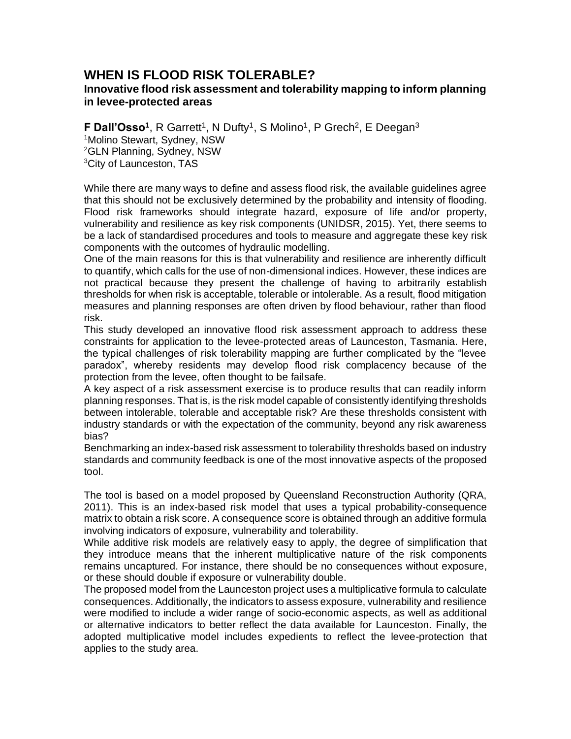# WHEN IS FLOOD RISK TOLERABLE?

## Innovative flood risk assessment and tolerability mapping to inform planning in levee-protected areas

**F Dall'Osso[1]**, R Garrett[1], N Dufty[1], S Molino[1], P Grech[2], E Deegan[3]

[1]Molino Stewart, Sydney, NSW
[2]GLN Planning, Sydney, NSW
[3]City of Launceston, TAS

While there are many ways to define and assess flood risk, the available guidelines agree that this should not be exclusively determined by the probability and intensity of flooding. Flood risk frameworks should integrate hazard, exposure of life and/or property, vulnerability and resilience as key risk components (UNIDSR, 2015). Yet, there seems to be a lack of standardised procedures and tools to measure and aggregate these key risk components with the outcomes of hydraulic modelling.

One of the main reasons for this is that vulnerability and resilience are inherently difficult to quantify, which calls for the use of non-dimensional indices. However, these indices are not practical because they present the challenge of having to arbitrarily establish thresholds for when risk is acceptable, tolerable or intolerable. As a result, flood mitigation measures and planning responses are often driven by flood behaviour, rather than flood risk.

This study developed an innovative flood risk assessment approach to address these constraints for application to the levee-protected areas of Launceston, Tasmania. Here, the typical challenges of risk tolerability mapping are further complicated by the "levee paradox", whereby residents may develop flood risk complacency because of the protection from the levee, often thought to be failsafe.

A key aspect of a risk assessment exercise is to produce results that can readily inform planning responses. That is, is the risk model capable of consistently identifying thresholds between intolerable, tolerable and acceptable risk? Are these thresholds consistent with industry standards or with the expectation of the community, beyond any risk awareness bias?

Benchmarking an index-based risk assessment to tolerability thresholds based on industry standards and community feedback is one of the most innovative aspects of the proposed tool.

The tool is based on a model proposed by Queensland Reconstruction Authority (QRA, 2011). This is an index-based risk model that uses a typical probability-consequence matrix to obtain a risk score. A consequence score is obtained through an additive formula involving indicators of exposure, vulnerability and tolerability.

While additive risk models are relatively easy to apply, the degree of simplification that they introduce means that the inherent multiplicative nature of the risk components remains uncaptured. For instance, there should be no consequences without exposure, or these should double if exposure or vulnerability double.

The proposed model from the Launceston project uses a multiplicative formula to calculate consequences. Additionally, the indicators to assess exposure, vulnerability and resilience were modified to include a wider range of socio-economic aspects, as well as additional or alternative indicators to better reflect the data available for Launceston. Finally, the adopted multiplicative model includes expedients to reflect the levee-protection that applies to the study area.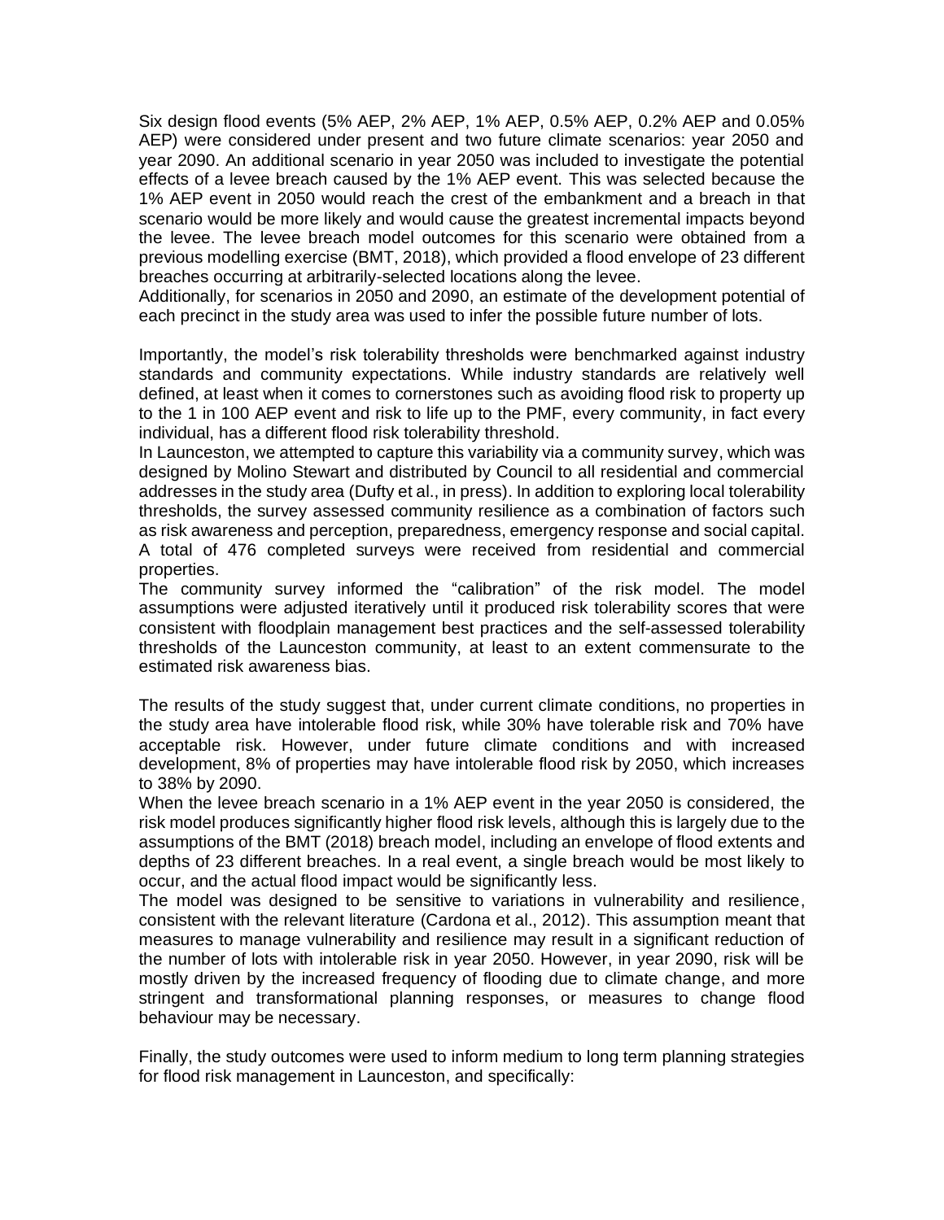Six design flood events (5% AEP, 2% AEP, 1% AEP, 0.5% AEP, 0.2% AEP and 0.05% AEP) were considered under present and two future climate scenarios: year 2050 and year 2090. An additional scenario in year 2050 was included to investigate the potential effects of a levee breach caused by the 1% AEP event. This was selected because the 1% AEP event in 2050 would reach the crest of the embankment and a breach in that scenario would be more likely and would cause the greatest incremental impacts beyond the levee. The levee breach model outcomes for this scenario were obtained from a previous modelling exercise (BMT, 2018), which provided a flood envelope of 23 different breaches occurring at arbitrarily-selected locations along the levee.
Additionally, for scenarios in 2050 and 2090, an estimate of the development potential of each precinct in the study area was used to infer the possible future number of lots.

Importantly, the model's risk tolerability thresholds were benchmarked against industry standards and community expectations. While industry standards are relatively well defined, at least when it comes to cornerstones such as avoiding flood risk to property up to the 1 in 100 AEP event and risk to life up to the PMF, every community, in fact every individual, has a different flood risk tolerability threshold.
In Launceston, we attempted to capture this variability via a community survey, which was designed by Molino Stewart and distributed by Council to all residential and commercial addresses in the study area (Dufty et al., in press). In addition to exploring local tolerability thresholds, the survey assessed community resilience as a combination of factors such as risk awareness and perception, preparedness, emergency response and social capital. A total of 476 completed surveys were received from residential and commercial properties.
The community survey informed the "calibration" of the risk model. The model assumptions were adjusted iteratively until it produced risk tolerability scores that were consistent with floodplain management best practices and the self-assessed tolerability thresholds of the Launceston community, at least to an extent commensurate to the estimated risk awareness bias.

The results of the study suggest that, under current climate conditions, no properties in the study area have intolerable flood risk, while 30% have tolerable risk and 70% have acceptable risk. However, under future climate conditions and with increased development, 8% of properties may have intolerable flood risk by 2050, which increases to 38% by 2090.
When the levee breach scenario in a 1% AEP event in the year 2050 is considered, the risk model produces significantly higher flood risk levels, although this is largely due to the assumptions of the BMT (2018) breach model, including an envelope of flood extents and depths of 23 different breaches. In a real event, a single breach would be most likely to occur, and the actual flood impact would be significantly less.
The model was designed to be sensitive to variations in vulnerability and resilience, consistent with the relevant literature (Cardona et al., 2012). This assumption meant that measures to manage vulnerability and resilience may result in a significant reduction of the number of lots with intolerable risk in year 2050. However, in year 2090, risk will be mostly driven by the increased frequency of flooding due to climate change, and more stringent and transformational planning responses, or measures to change flood behaviour may be necessary.

Finally, the study outcomes were used to inform medium to long term planning strategies for flood risk management in Launceston, and specifically: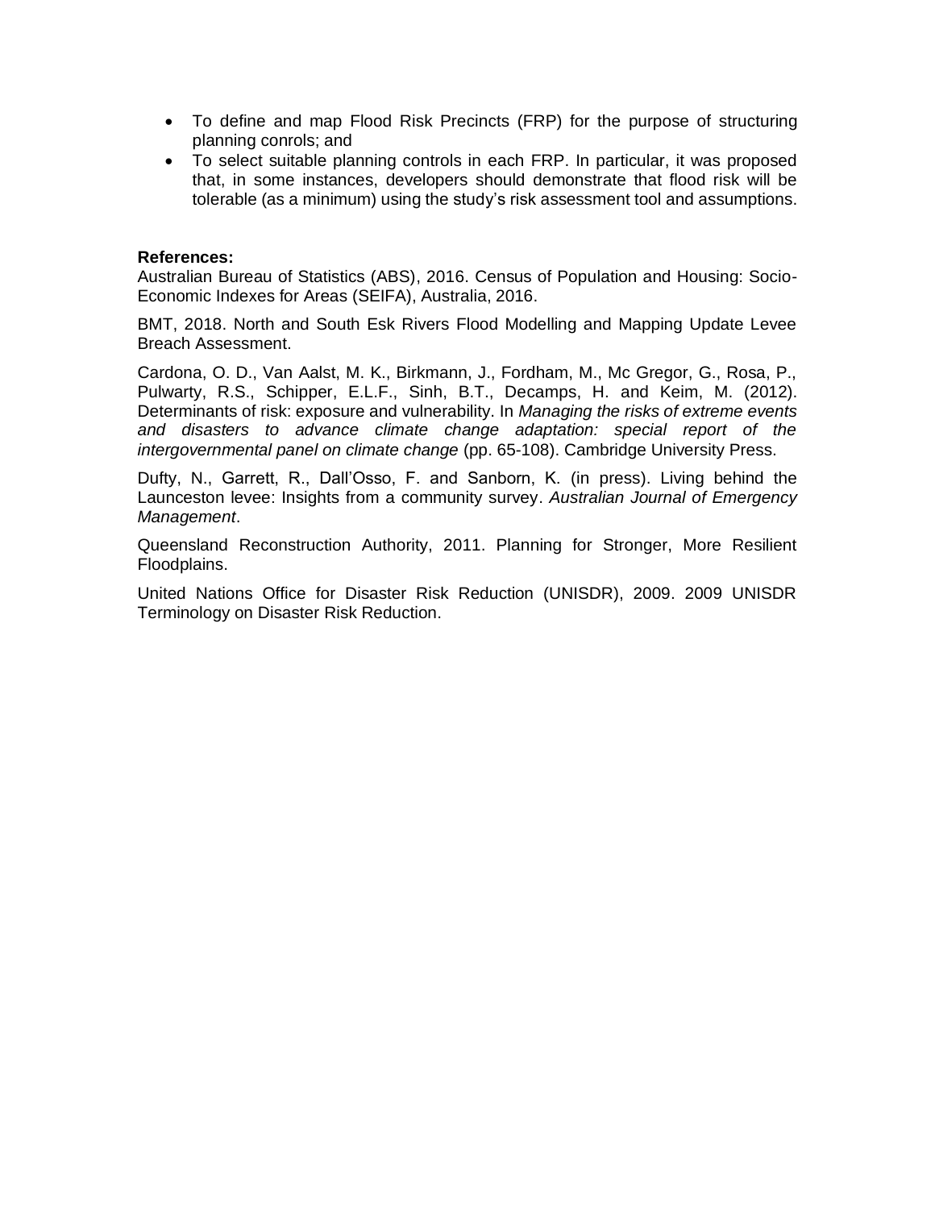- To define and map Flood Risk Precincts (FRP) for the purpose of structuring planning conrols; and
- To select suitable planning controls in each FRP. In particular, it was proposed that, in some instances, developers should demonstrate that flood risk will be tolerable (as a minimum) using the study's risk assessment tool and assumptions.

**References:**

Australian Bureau of Statistics (ABS), 2016. Census of Population and Housing: Socio-Economic Indexes for Areas (SEIFA), Australia, 2016.

BMT, 2018. North and South Esk Rivers Flood Modelling and Mapping Update Levee Breach Assessment.

Cardona, O. D., Van Aalst, M. K., Birkmann, J., Fordham, M., Mc Gregor, G., Rosa, P., Pulwarty, R.S., Schipper, E.L.F., Sinh, B.T., Decamps, H. and Keim, M. (2012). Determinants of risk: exposure and vulnerability. In *Managing the risks of extreme events and disasters to advance climate change adaptation: special report of the intergovernmental panel on climate change* (pp. 65-108). Cambridge University Press.

Dufty, N., Garrett, R., Dall'Osso, F. and Sanborn, K. (in press). Living behind the Launceston levee: Insights from a community survey. *Australian Journal of Emergency Management*.

Queensland Reconstruction Authority, 2011. Planning for Stronger, More Resilient Floodplains.

United Nations Office for Disaster Risk Reduction (UNISDR), 2009. 2009 UNISDR Terminology on Disaster Risk Reduction.